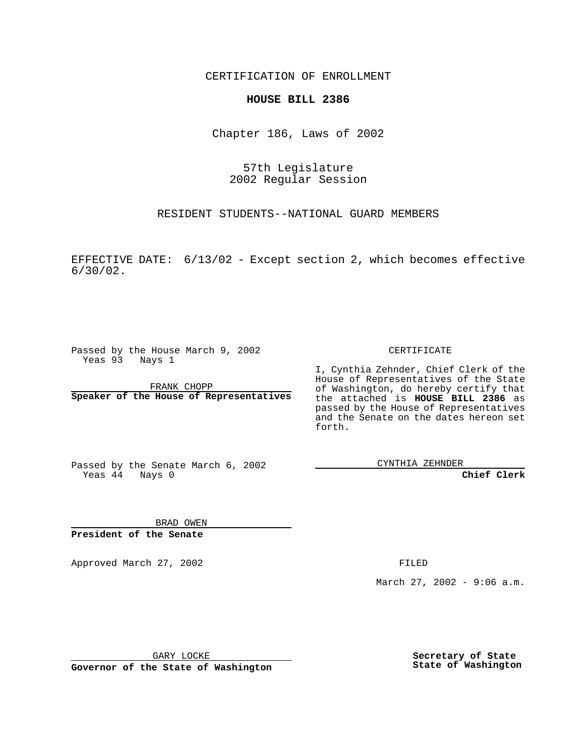CERTIFICATION OF ENROLLMENT

**HOUSE BILL 2386**

Chapter 186, Laws of 2002

57th Legislature
2002 Regular Session

RESIDENT STUDENTS--NATIONAL GUARD MEMBERS

EFFECTIVE DATE: 6/13/02 - Except section 2, which becomes effective 6/30/02.

Passed by the House March 9, 2002
Yeas 93 Nays 1

FRANK CHOPP
**Speaker of the House of Representatives**

Passed by the Senate March 6, 2002
Yeas 44 Nays 0

BRAD OWEN
**President of the Senate**

Approved March 27, 2002

GARY LOCKE
**Governor of the State of Washington**

CERTIFICATE

I, Cynthia Zehnder, Chief Clerk of the House of Representatives of the State of Washington, do hereby certify that the attached is **HOUSE BILL 2386** as passed by the House of Representatives and the Senate on the dates hereon set forth.

CYNTHIA ZEHNDER
**Chief Clerk**

FILED

March 27, 2002 - 9:06 a.m.

**Secretary of State**
**State of Washington**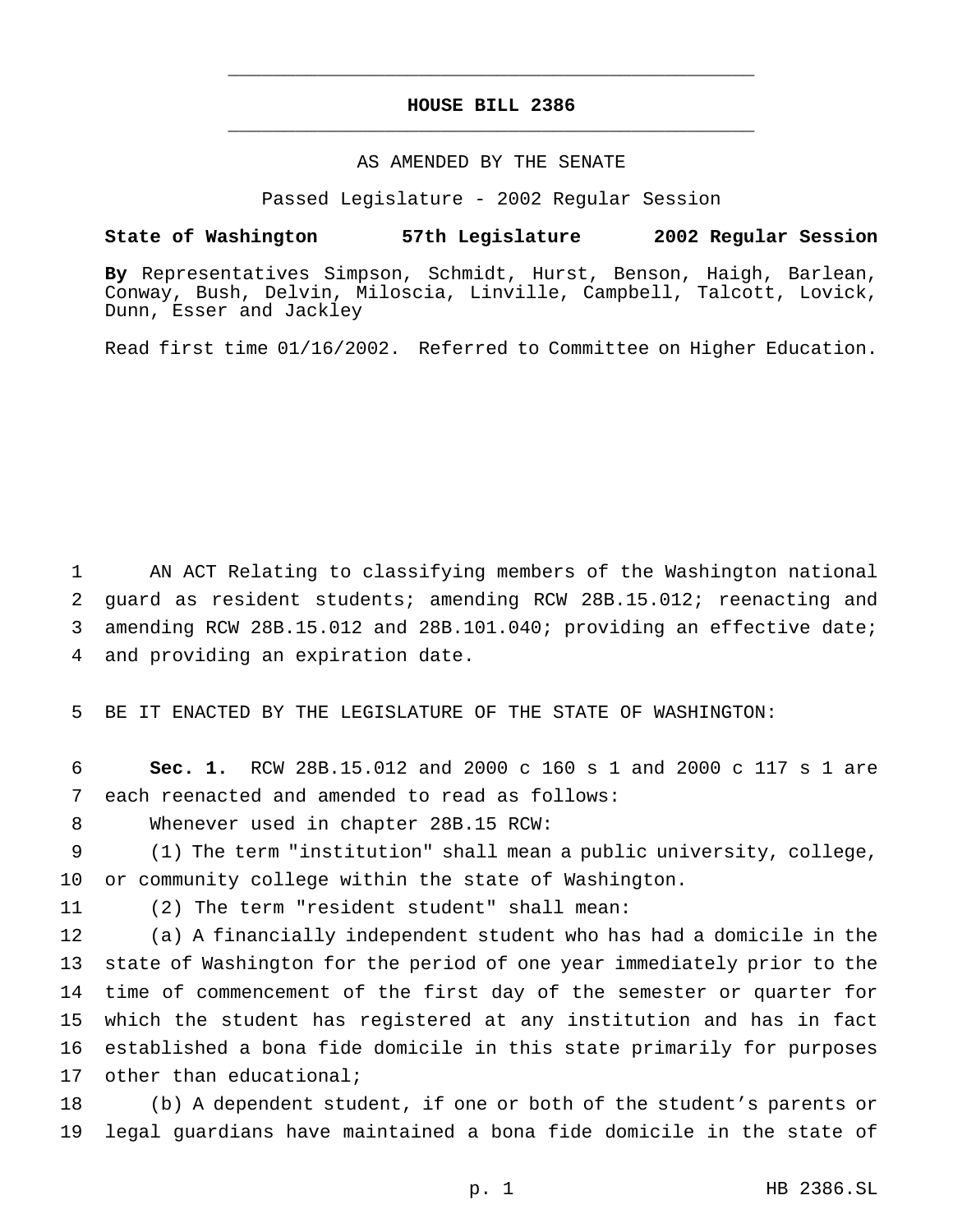# HOUSE BILL 2386

AS AMENDED BY THE SENATE

Passed Legislature - 2002 Regular Session

**State of Washington 57th Legislature 2002 Regular Session**

**By** Representatives Simpson, Schmidt, Hurst, Benson, Haigh, Barlean, Conway, Bush, Delvin, Miloscia, Linville, Campbell, Talcott, Lovick, Dunn, Esser and Jackley

Read first time 01/16/2002. Referred to Committee on Higher Education.

AN ACT Relating to classifying members of the Washington national guard as resident students; amending RCW 28B.15.012; reenacting and amending RCW 28B.15.012 and 28B.101.040; providing an effective date; and providing an expiration date.

BE IT ENACTED BY THE LEGISLATURE OF THE STATE OF WASHINGTON:

**Sec. 1.** RCW 28B.15.012 and 2000 c 160 s 1 and 2000 c 117 s 1 are each reenacted and amended to read as follows:

Whenever used in chapter 28B.15 RCW:

(1) The term "institution" shall mean a public university, college, or community college within the state of Washington.

(2) The term "resident student" shall mean:

(a) A financially independent student who has had a domicile in the state of Washington for the period of one year immediately prior to the time of commencement of the first day of the semester or quarter for which the student has registered at any institution and has in fact established a bona fide domicile in this state primarily for purposes other than educational;

(b) A dependent student, if one or both of the student's parents or legal guardians have maintained a bona fide domicile in the state of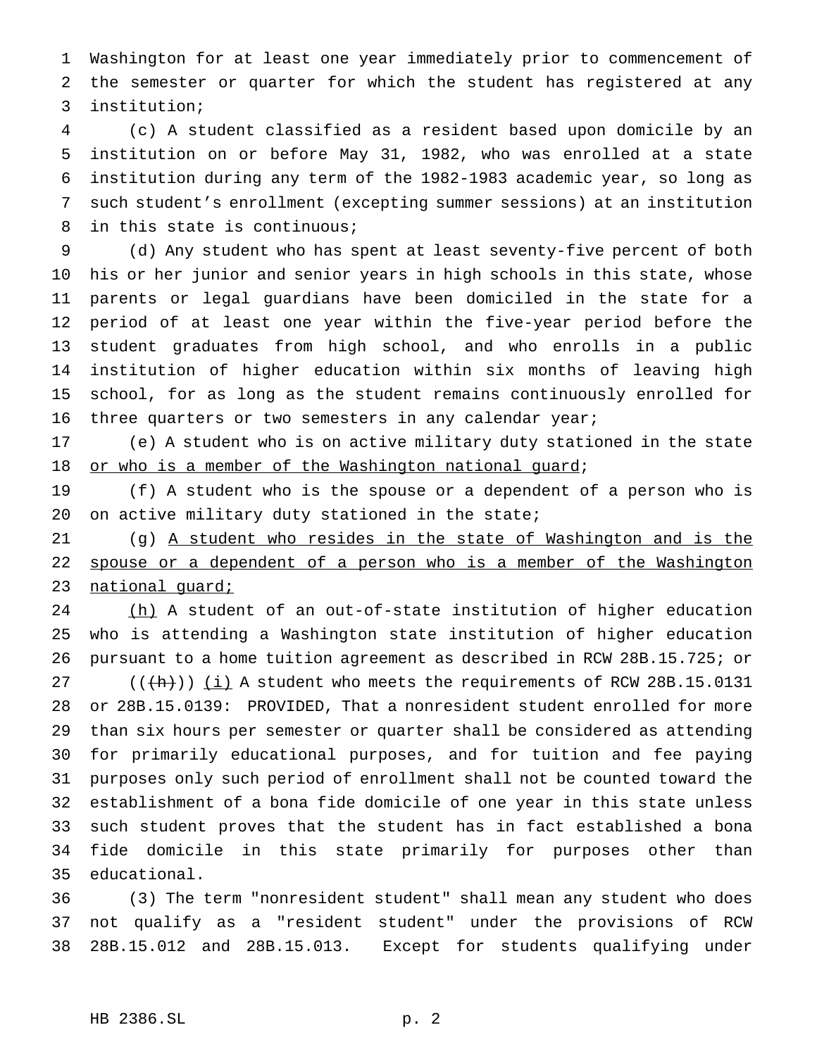Washington for at least one year immediately prior to commencement of the semester or quarter for which the student has registered at any institution;

(c) A student classified as a resident based upon domicile by an institution on or before May 31, 1982, who was enrolled at a state institution during any term of the 1982-1983 academic year, so long as such student's enrollment (excepting summer sessions) at an institution in this state is continuous;

(d) Any student who has spent at least seventy-five percent of both his or her junior and senior years in high schools in this state, whose parents or legal guardians have been domiciled in the state for a period of at least one year within the five-year period before the student graduates from high school, and who enrolls in a public institution of higher education within six months of leaving high school, for as long as the student remains continuously enrolled for three quarters or two semesters in any calendar year;

(e) A student who is on active military duty stationed in the state <u>or who is a member of the Washington national guard</u>;

(f) A student who is the spouse or a dependent of a person who is on active military duty stationed in the state;

(g) <u>A student who resides in the state of Washington and is the spouse or a dependent of a person who is a member of the Washington national guard;</u>

<u>(h)</u> A student of an out-of-state institution of higher education who is attending a Washington state institution of higher education pursuant to a home tuition agreement as described in RCW 28B.15.725; or

((~~(h)~~)) <u>(i)</u> A student who meets the requirements of RCW 28B.15.0131 or 28B.15.0139: PROVIDED, That a nonresident student enrolled for more than six hours per semester or quarter shall be considered as attending for primarily educational purposes, and for tuition and fee paying purposes only such period of enrollment shall not be counted toward the establishment of a bona fide domicile of one year in this state unless such student proves that the student has in fact established a bona fide domicile in this state primarily for purposes other than educational.

(3) The term "nonresident student" shall mean any student who does not qualify as a "resident student" under the provisions of RCW 28B.15.012 and 28B.15.013. Except for students qualifying under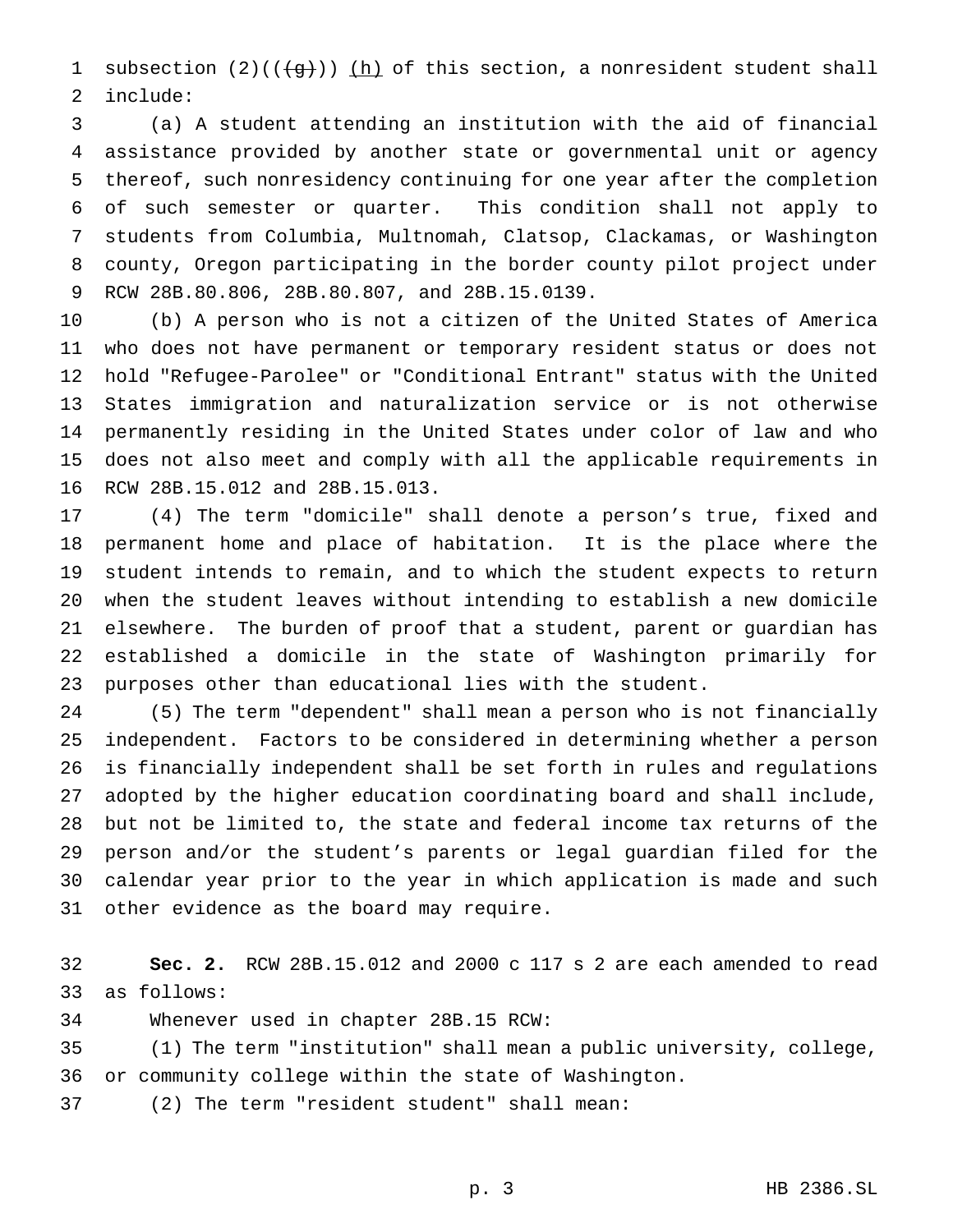subsection (2)(((g))) (h) of this section, a nonresident student shall include:

(a) A student attending an institution with the aid of financial assistance provided by another state or governmental unit or agency thereof, such nonresidency continuing for one year after the completion of such semester or quarter. This condition shall not apply to students from Columbia, Multnomah, Clatsop, Clackamas, or Washington county, Oregon participating in the border county pilot project under RCW 28B.80.806, 28B.80.807, and 28B.15.0139.

(b) A person who is not a citizen of the United States of America who does not have permanent or temporary resident status or does not hold "Refugee-Parolee" or "Conditional Entrant" status with the United States immigration and naturalization service or is not otherwise permanently residing in the United States under color of law and who does not also meet and comply with all the applicable requirements in RCW 28B.15.012 and 28B.15.013.

(4) The term "domicile" shall denote a person's true, fixed and permanent home and place of habitation. It is the place where the student intends to remain, and to which the student expects to return when the student leaves without intending to establish a new domicile elsewhere. The burden of proof that a student, parent or guardian has established a domicile in the state of Washington primarily for purposes other than educational lies with the student.

(5) The term "dependent" shall mean a person who is not financially independent. Factors to be considered in determining whether a person is financially independent shall be set forth in rules and regulations adopted by the higher education coordinating board and shall include, but not be limited to, the state and federal income tax returns of the person and/or the student's parents or legal guardian filed for the calendar year prior to the year in which application is made and such other evidence as the board may require.

**Sec. 2.** RCW 28B.15.012 and 2000 c 117 s 2 are each amended to read as follows:

Whenever used in chapter 28B.15 RCW:

(1) The term "institution" shall mean a public university, college, or community college within the state of Washington.

(2) The term "resident student" shall mean: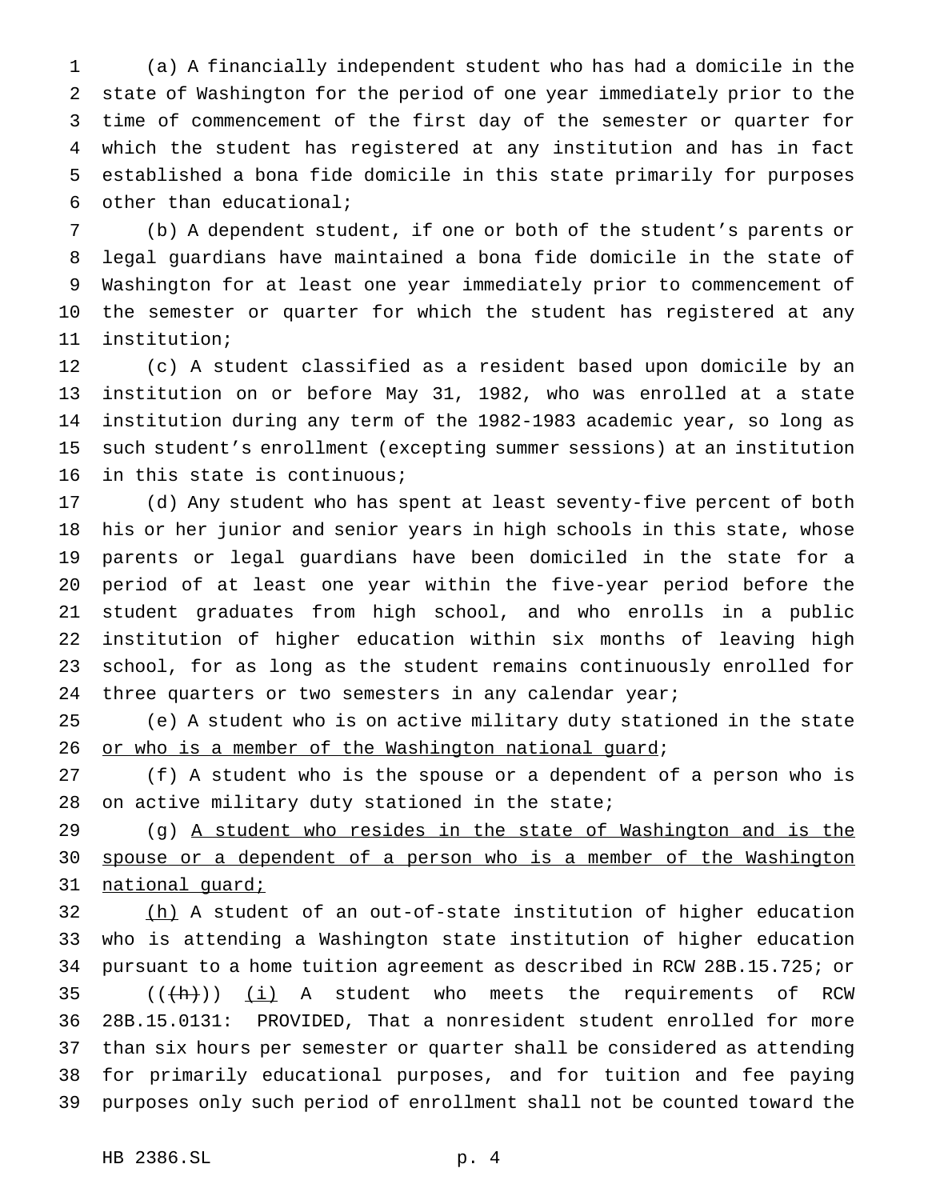(a) A financially independent student who has had a domicile in the state of Washington for the period of one year immediately prior to the time of commencement of the first day of the semester or quarter for which the student has registered at any institution and has in fact established a bona fide domicile in this state primarily for purposes other than educational;

(b) A dependent student, if one or both of the student's parents or legal guardians have maintained a bona fide domicile in the state of Washington for at least one year immediately prior to commencement of the semester or quarter for which the student has registered at any institution;

(c) A student classified as a resident based upon domicile by an institution on or before May 31, 1982, who was enrolled at a state institution during any term of the 1982-1983 academic year, so long as such student's enrollment (excepting summer sessions) at an institution in this state is continuous;

(d) Any student who has spent at least seventy-five percent of both his or her junior and senior years in high schools in this state, whose parents or legal guardians have been domiciled in the state for a period of at least one year within the five-year period before the student graduates from high school, and who enrolls in a public institution of higher education within six months of leaving high school, for as long as the student remains continuously enrolled for three quarters or two semesters in any calendar year;

(e) A student who is on active military duty stationed in the state <u>or who is a member of the Washington national guard</u>;

(f) A student who is the spouse or a dependent of a person who is on active military duty stationed in the state;

(g) <u>A student who resides in the state of Washington and is the spouse or a dependent of a person who is a member of the Washington national guard;</u>

<u>(h)</u> A student of an out-of-state institution of higher education who is attending a Washington state institution of higher education pursuant to a home tuition agreement as described in RCW 28B.15.725; or

((~~(h)~~)) <u>(i)</u> A student who meets the requirements of RCW 28B.15.0131: PROVIDED, That a nonresident student enrolled for more than six hours per semester or quarter shall be considered as attending for primarily educational purposes, and for tuition and fee paying purposes only such period of enrollment shall not be counted toward the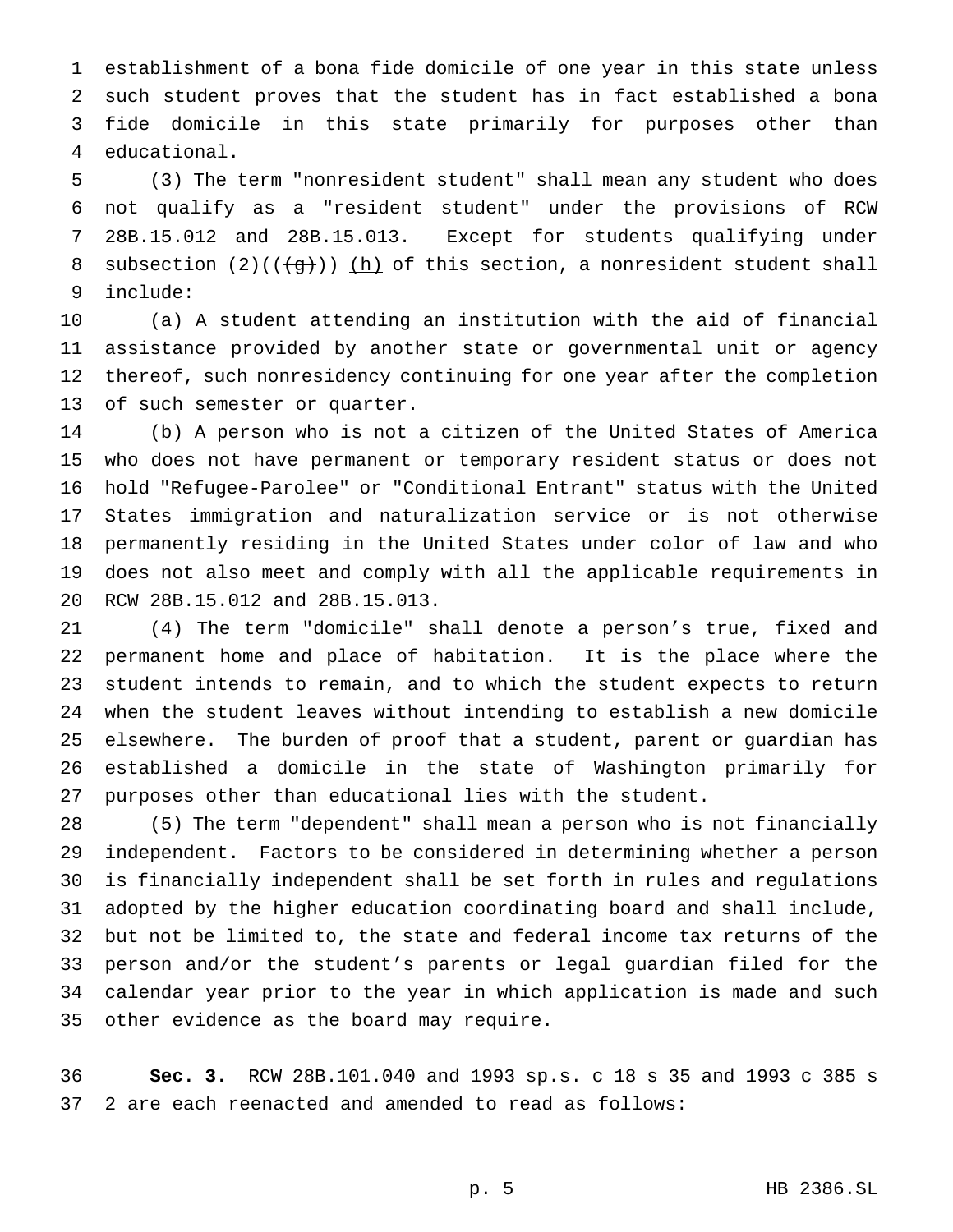establishment of a bona fide domicile of one year in this state unless such student proves that the student has in fact established a bona fide domicile in this state primarily for purposes other than educational.

(3) The term "nonresident student" shall mean any student who does not qualify as a "resident student" under the provisions of RCW 28B.15.012 and 28B.15.013. Except for students qualifying under subsection (2)((~~(g)~~)) <u>(h)</u> of this section, a nonresident student shall include:

(a) A student attending an institution with the aid of financial assistance provided by another state or governmental unit or agency thereof, such nonresidency continuing for one year after the completion of such semester or quarter.

(b) A person who is not a citizen of the United States of America who does not have permanent or temporary resident status or does not hold "Refugee-Parolee" or "Conditional Entrant" status with the United States immigration and naturalization service or is not otherwise permanently residing in the United States under color of law and who does not also meet and comply with all the applicable requirements in RCW 28B.15.012 and 28B.15.013.

(4) The term "domicile" shall denote a person's true, fixed and permanent home and place of habitation. It is the place where the student intends to remain, and to which the student expects to return when the student leaves without intending to establish a new domicile elsewhere. The burden of proof that a student, parent or guardian has established a domicile in the state of Washington primarily for purposes other than educational lies with the student.

(5) The term "dependent" shall mean a person who is not financially independent. Factors to be considered in determining whether a person is financially independent shall be set forth in rules and regulations adopted by the higher education coordinating board and shall include, but not be limited to, the state and federal income tax returns of the person and/or the student's parents or legal guardian filed for the calendar year prior to the year in which application is made and such other evidence as the board may require.

**Sec. 3.** RCW 28B.101.040 and 1993 sp.s. c 18 s 35 and 1993 c 385 s 2 are each reenacted and amended to read as follows: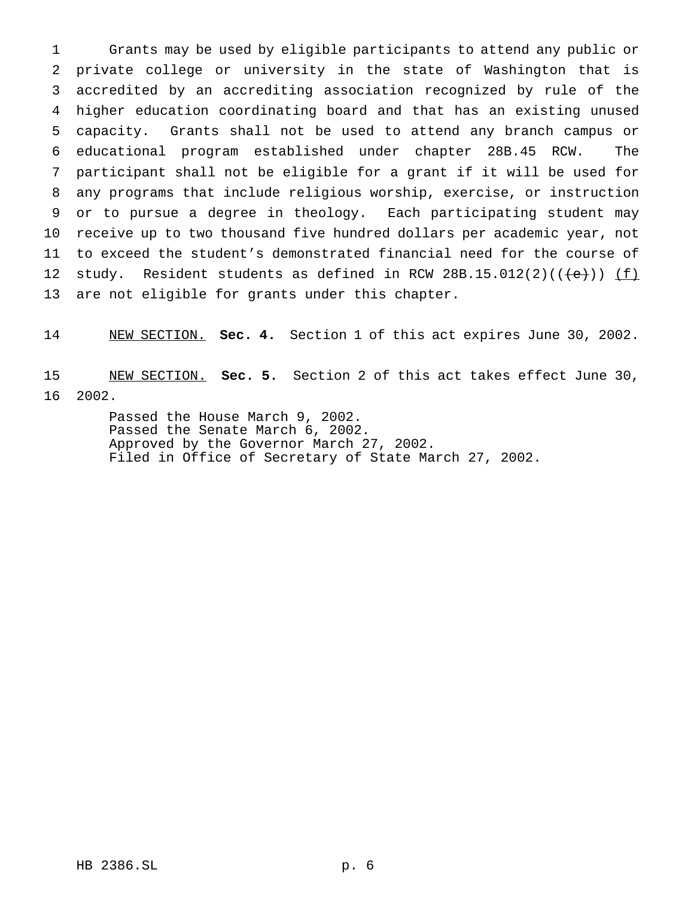Grants may be used by eligible participants to attend any public or private college or university in the state of Washington that is accredited by an accrediting association recognized by rule of the higher education coordinating board and that has an existing unused capacity. Grants shall not be used to attend any branch campus or educational program established under chapter 28B.45 RCW. The participant shall not be eligible for a grant if it will be used for any programs that include religious worship, exercise, or instruction or to pursue a degree in theology. Each participating student may receive up to two thousand five hundred dollars per academic year, not to exceed the student's demonstrated financial need for the course of study. Resident students as defined in RCW 28B.15.012(2)((~~(e)~~)) (f) are not eligible for grants under this chapter.

NEW SECTION. **Sec. 4.** Section 1 of this act expires June 30, 2002.

NEW SECTION. **Sec. 5.** Section 2 of this act takes effect June 30, 2002.

Passed the House March 9, 2002.
Passed the Senate March 6, 2002.
Approved by the Governor March 27, 2002.
Filed in Office of Secretary of State March 27, 2002.